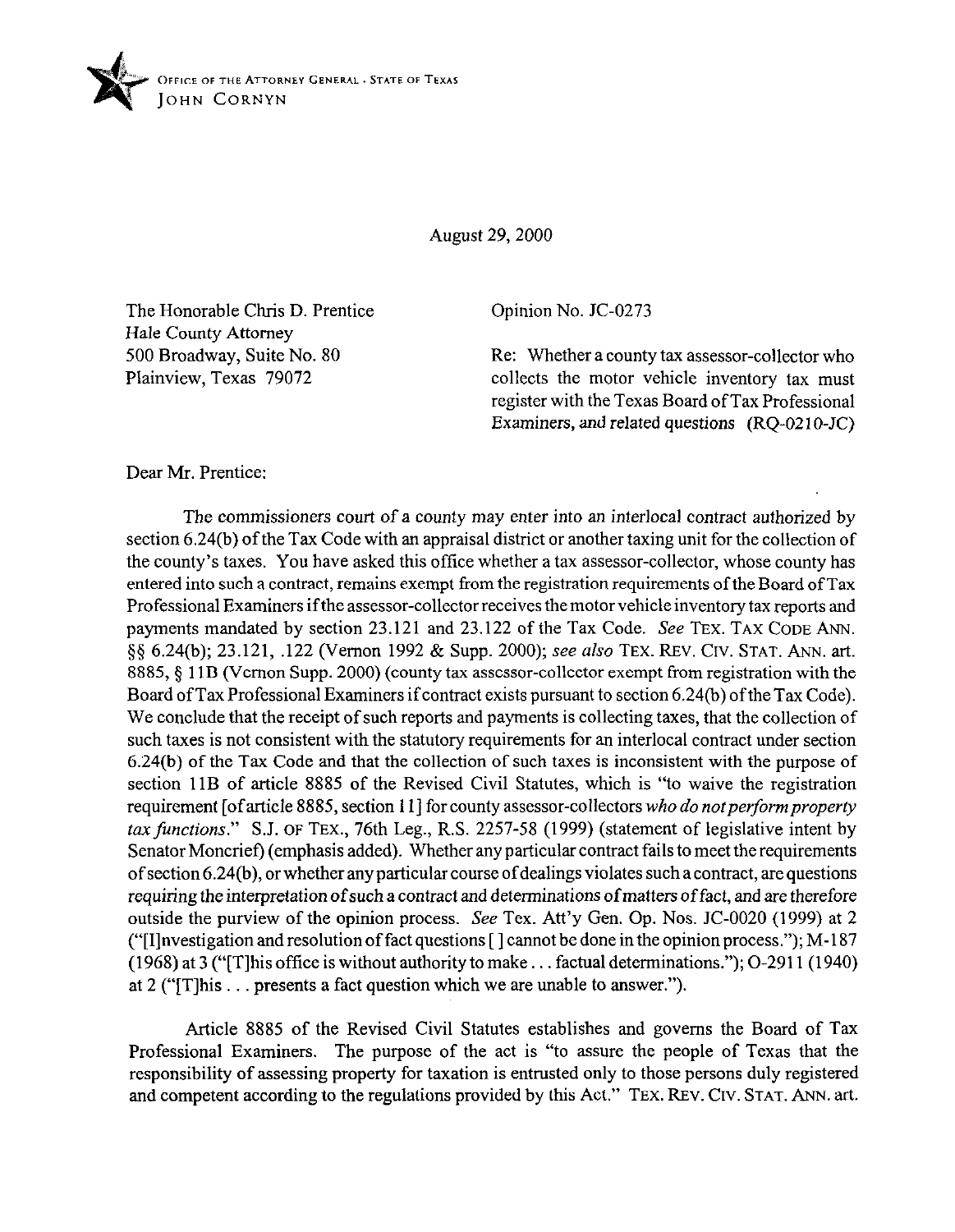OFFICE OF THE ATTORNEY GENERAL · STATE OF TEXAS
JOHN CORNYN

August 29, 2000

The Honorable Chris D. Prentice
Hale County Attorney
500 Broadway, Suite No. 80
Plainview, Texas 79072

Opinion No. JC-0273

Re: Whether a county tax assessor-collector who collects the motor vehicle inventory tax must register with the Texas Board of Tax Professional Examiners, and related questions (RQ-0210-JC)

Dear Mr. Prentice:

The commissioners court of a county may enter into an interlocal contract authorized by section 6.24(b) of the Tax Code with an appraisal district or another taxing unit for the collection of the county's taxes. You have asked this office whether a tax assessor-collector, whose county has entered into such a contract, remains exempt from the registration requirements of the Board of Tax Professional Examiners if the assessor-collector receives the motor vehicle inventory tax reports and payments mandated by section 23.121 and 23.122 of the Tax Code. *See* TEX. TAX CODE ANN. §§ 6.24(b); 23.121, .122 (Vernon 1992 & Supp. 2000); *see also* TEX. REV. CIV. STAT. ANN. art. 8885, § 11B (Vernon Supp. 2000) (county tax assessor-collector exempt from registration with the Board of Tax Professional Examiners if contract exists pursuant to section 6.24(b) of the Tax Code). We conclude that the receipt of such reports and payments is collecting taxes, that the collection of such taxes is not consistent with the statutory requirements for an interlocal contract under section 6.24(b) of the Tax Code and that the collection of such taxes is inconsistent with the purpose of section 11B of article 8885 of the Revised Civil Statutes, which is "to waive the registration requirement [of article 8885, section 11] for county assessor-collectors *who do not perform property tax functions*." S.J. OF TEX., 76th Leg., R.S. 2257-58 (1999) (statement of legislative intent by Senator Moncrief) (emphasis added). Whether any particular contract fails to meet the requirements of section 6.24(b), or whether any particular course of dealings violates such a contract, are questions requiring the interpretation of such a contract and determinations of matters of fact, and are therefore outside the purview of the opinion process. *See* Tex. Att'y Gen. Op. Nos. JC-0020 (1999) at 2 ("[I]nvestigation and resolution of fact questions [ ] cannot be done in the opinion process."); M-187 (1968) at 3 ("[T]his office is without authority to make . . . factual determinations."); O-2911 (1940) at 2 ("[T]his . . . presents a fact question which we are unable to answer.").

Article 8885 of the Revised Civil Statutes establishes and governs the Board of Tax Professional Examiners. The purpose of the act is "to assure the people of Texas that the responsibility of assessing property for taxation is entrusted only to those persons duly registered and competent according to the regulations provided by this Act." TEX. REV. CIV. STAT. ANN. art.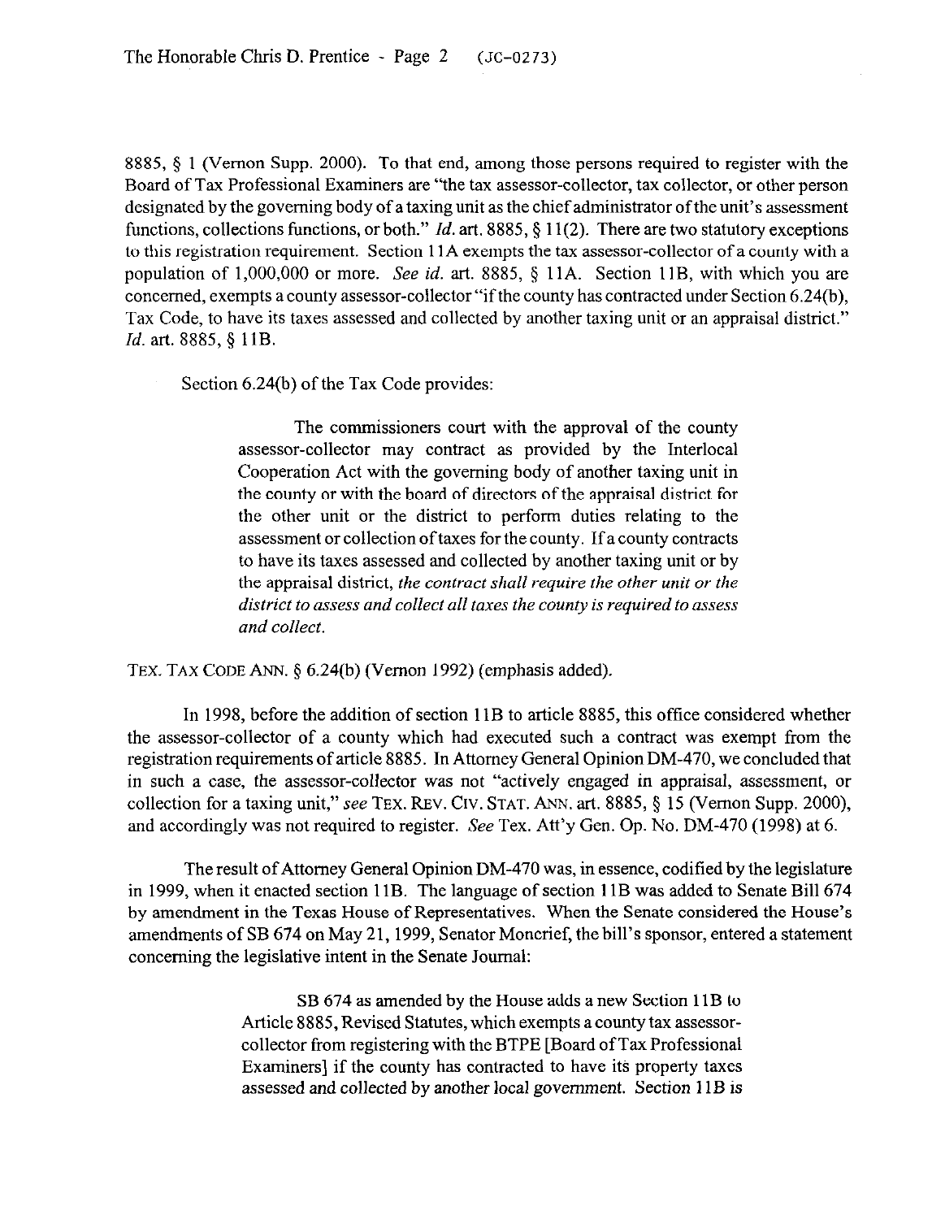8885, § 1 (Vernon Supp. 2000). To that end, among those persons required to register with the Board of Tax Professional Examiners are "the tax assessor-collector, tax collector, or other person designated by the governing body of a taxing unit as the chief administrator of the unit's assessment functions, collections functions, or both." *Id.* art. 8885, § 11(2). There are two statutory exceptions to this registration requirement. Section 11A exempts the tax assessor-collector of a county with a population of 1,000,000 or more. *See id.* art. 8885, § 11A. Section 11B, with which you are concerned, exempts a county assessor-collector "if the county has contracted under Section 6.24(b), Tax Code, to have its taxes assessed and collected by another taxing unit or an appraisal district." *Id.* art. 8885, § 11B.

Section 6.24(b) of the Tax Code provides:

> The commissioners court with the approval of the county assessor-collector may contract as provided by the Interlocal Cooperation Act with the governing body of another taxing unit in the county or with the board of directors of the appraisal district for the other unit or the district to perform duties relating to the assessment or collection of taxes for the county. If a county contracts to have its taxes assessed and collected by another taxing unit or by the appraisal district, *the contract shall require the other unit or the district to assess and collect all taxes the county is required to assess and collect.*

TEX. TAX CODE ANN. § 6.24(b) (Vernon 1992) (emphasis added).

In 1998, before the addition of section 11B to article 8885, this office considered whether the assessor-collector of a county which had executed such a contract was exempt from the registration requirements of article 8885. In Attorney General Opinion DM-470, we concluded that in such a case, the assessor-collector was not "actively engaged in appraisal, assessment, or collection for a taxing unit," *see* TEX. REV. CIV. STAT. ANN. art. 8885, § 15 (Vernon Supp. 2000), and accordingly was not required to register. *See* Tex. Att'y Gen. Op. No. DM-470 (1998) at 6.

The result of Attorney General Opinion DM-470 was, in essence, codified by the legislature in 1999, when it enacted section 11B. The language of section 11B was added to Senate Bill 674 by amendment in the Texas House of Representatives. When the Senate considered the House's amendments of SB 674 on May 21, 1999, Senator Moncrief, the bill's sponsor, entered a statement concerning the legislative intent in the Senate Journal:

> SB 674 as amended by the House adds a new Section 11B to Article 8885, Revised Statutes, which exempts a county tax assessor-collector from registering with the BTPE [Board of Tax Professional Examiners] if the county has contracted to have its property taxes assessed and collected by another local government. Section 11B is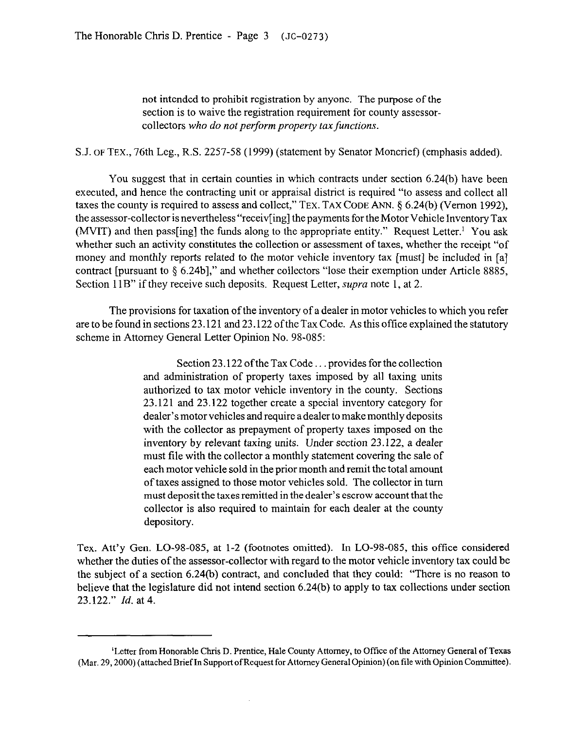> not intended to prohibit registration by anyone. The purpose of the section is to waive the registration requirement for county assessor-collectors *who do not perform property tax functions.*

S.J. OF TEX., 76th Leg., R.S. 2257-58 (1999) (statement by Senator Moncrief) (emphasis added).

You suggest that in certain counties in which contracts under section 6.24(b) have been executed, and hence the contracting unit or appraisal district is required "to assess and collect all taxes the county is required to assess and collect," TEX. TAX CODE ANN. § 6.24(b) (Vernon 1992), the assessor-collector is nevertheless "receiv[ing] the payments for the Motor Vehicle Inventory Tax (MVIT) and then pass[ing] the funds along to the appropriate entity." Request Letter.[1] You ask whether such an activity constitutes the collection or assessment of taxes, whether the receipt "of money and monthly reports related to the motor vehicle inventory tax [must] be included in [a] contract [pursuant to § 6.24b]," and whether collectors "lose their exemption under Article 8885, Section 11B" if they receive such deposits. Request Letter, *supra* note 1, at 2.

The provisions for taxation of the inventory of a dealer in motor vehicles to which you refer are to be found in sections 23.121 and 23.122 of the Tax Code. As this office explained the statutory scheme in Attorney General Letter Opinion No. 98-085:

> Section 23.122 of the Tax Code . . . provides for the collection and administration of property taxes imposed by all taxing units authorized to tax motor vehicle inventory in the county. Sections 23.121 and 23.122 together create a special inventory category for dealer's motor vehicles and require a dealer to make monthly deposits with the collector as prepayment of property taxes imposed on the inventory by relevant taxing units. Under section 23.122, a dealer must file with the collector a monthly statement covering the sale of each motor vehicle sold in the prior month and remit the total amount of taxes assigned to those motor vehicles sold. The collector in turn must deposit the taxes remitted in the dealer's escrow account that the collector is also required to maintain for each dealer at the county depository.

Tex. Att'y Gen. LO-98-085, at 1-2 (footnotes omitted). In LO-98-085, this office considered whether the duties of the assessor-collector with regard to the motor vehicle inventory tax could be the subject of a section 6.24(b) contract, and concluded that they could: "There is no reason to believe that the legislature did not intend section 6.24(b) to apply to tax collections under section 23.122." *Id.* at 4.

---

[1]Letter from Honorable Chris D. Prentice, Hale County Attorney, to Office of the Attorney General of Texas (Mar. 29, 2000) (attached Brief In Support of Request for Attorney General Opinion) (on file with Opinion Committee).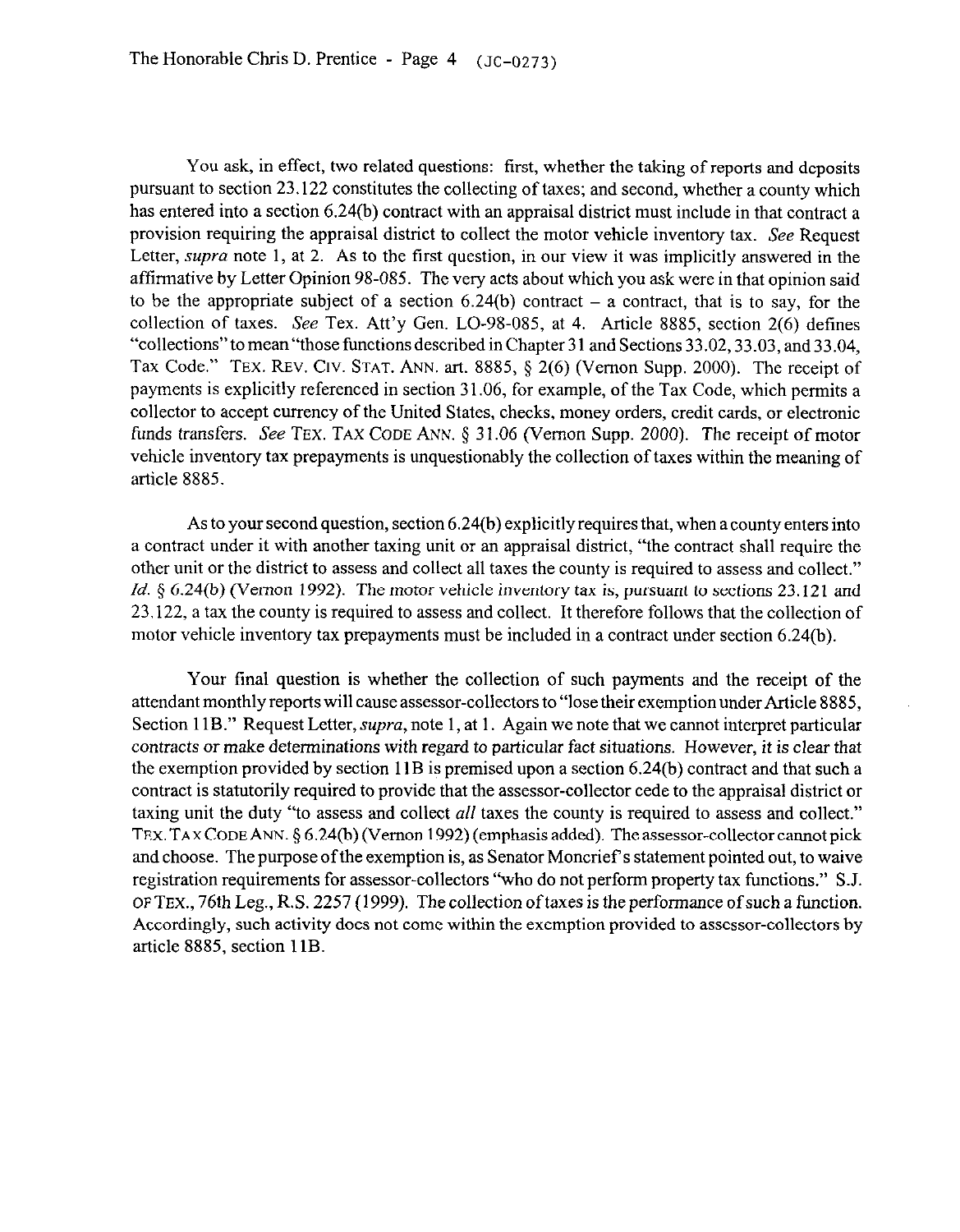You ask, in effect, two related questions: first, whether the taking of reports and deposits pursuant to section 23.122 constitutes the collecting of taxes; and second, whether a county which has entered into a section 6.24(b) contract with an appraisal district must include in that contract a provision requiring the appraisal district to collect the motor vehicle inventory tax. *See* Request Letter, *supra* note 1, at 2. As to the first question, in our view it was implicitly answered in the affirmative by Letter Opinion 98-085. The very acts about which you ask were in that opinion said to be the appropriate subject of a section 6.24(b) contract – a contract, that is to say, for the collection of taxes. *See* Tex. Att'y Gen. LO-98-085, at 4. Article 8885, section 2(6) defines "collections" to mean "those functions described in Chapter 31 and Sections 33.02, 33.03, and 33.04, Tax Code." TEX. REV. CIV. STAT. ANN. art. 8885, § 2(6) (Vernon Supp. 2000). The receipt of payments is explicitly referenced in section 31.06, for example, of the Tax Code, which permits a collector to accept currency of the United States, checks, money orders, credit cards, or electronic funds transfers. *See* TEX. TAX CODE ANN. § 31.06 (Vernon Supp. 2000). The receipt of motor vehicle inventory tax prepayments is unquestionably the collection of taxes within the meaning of article 8885.

As to your second question, section 6.24(b) explicitly requires that, when a county enters into a contract under it with another taxing unit or an appraisal district, "the contract shall require the other unit or the district to assess and collect all taxes the county is required to assess and collect." *Id.* § 6.24(b) (Vernon 1992). The motor vehicle inventory tax is, pursuant to sections 23.121 and 23.122, a tax the county is required to assess and collect. It therefore follows that the collection of motor vehicle inventory tax prepayments must be included in a contract under section 6.24(b).

Your final question is whether the collection of such payments and the receipt of the attendant monthly reports will cause assessor-collectors to "lose their exemption under Article 8885, Section 11B." Request Letter, *supra*, note 1, at 1. Again we note that we cannot interpret particular contracts or make determinations with regard to particular fact situations. However, it is clear that the exemption provided by section 11B is premised upon a section 6.24(b) contract and that such a contract is statutorily required to provide that the assessor-collector cede to the appraisal district or taxing unit the duty "to assess and collect *all* taxes the county is required to assess and collect." TEX. TAX CODE ANN. § 6.24(b) (Vernon 1992) (emphasis added). The assessor-collector cannot pick and choose. The purpose of the exemption is, as Senator Moncrief's statement pointed out, to waive registration requirements for assessor-collectors "who do not perform property tax functions." S.J. OF TEX., 76th Leg., R.S. 2257 (1999). The collection of taxes is the performance of such a function. Accordingly, such activity does not come within the exemption provided to assessor-collectors by article 8885, section 11B.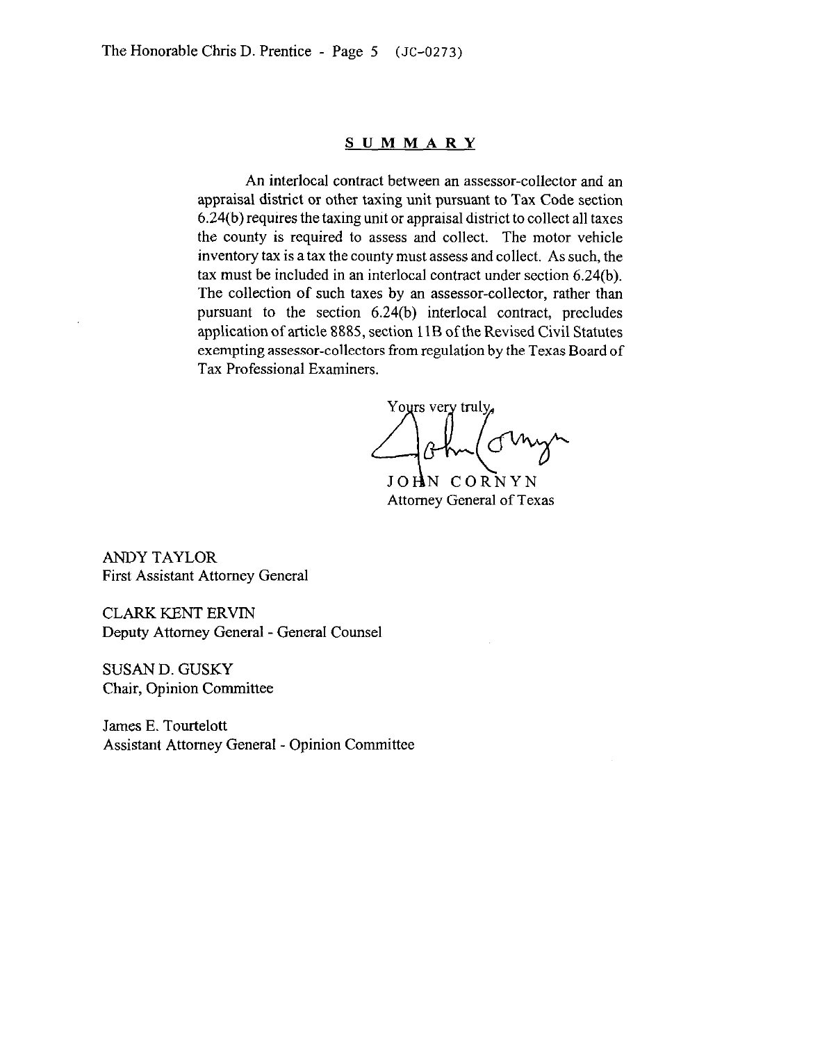## SUMMARY

An interlocal contract between an assessor-collector and an appraisal district or other taxing unit pursuant to Tax Code section 6.24(b) requires the taxing unit or appraisal district to collect all taxes the county is required to assess and collect. The motor vehicle inventory tax is a tax the county must assess and collect. As such, the tax must be included in an interlocal contract under section 6.24(b). The collection of such taxes by an assessor-collector, rather than pursuant to the section 6.24(b) interlocal contract, precludes application of article 8885, section 11B of the Revised Civil Statutes exempting assessor-collectors from regulation by the Texas Board of Tax Professional Examiners.

Yours very truly,

JOHN CORNYN
Attorney General of Texas

ANDY TAYLOR
First Assistant Attorney General

CLARK KENT ERVIN
Deputy Attorney General - General Counsel

SUSAN D. GUSKY
Chair, Opinion Committee

James E. Tourtelott
Assistant Attorney General - Opinion Committee